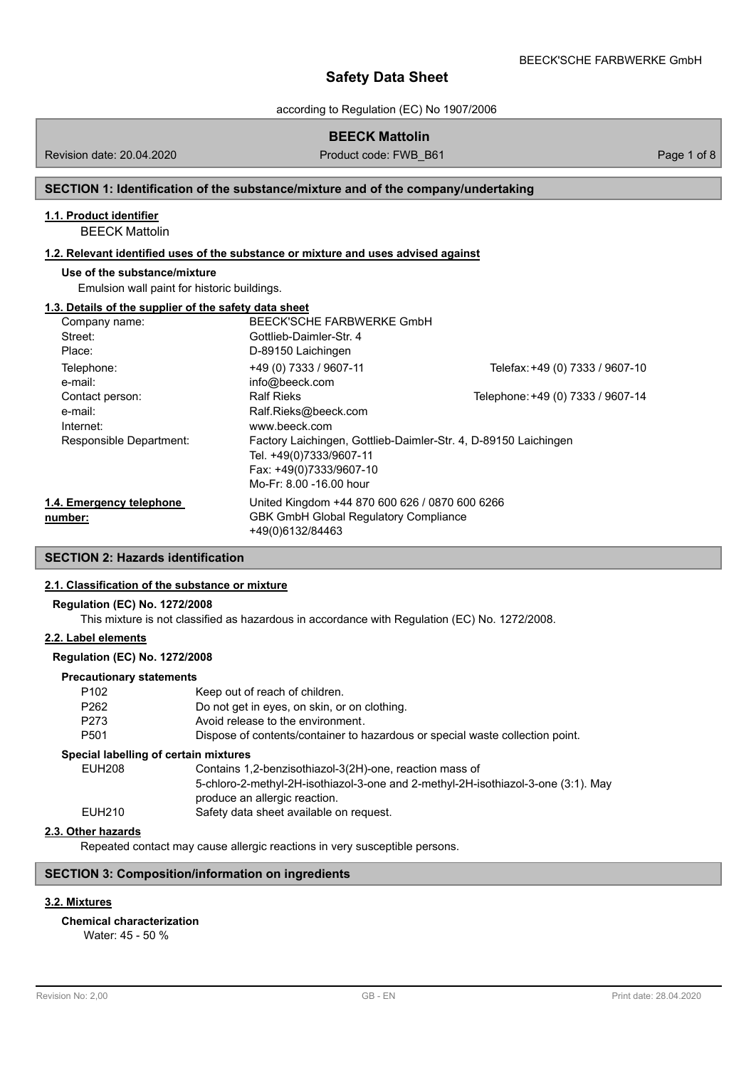# Safety Data Sheet

according to Regulation (EC) No 1907/2006

**BEECK Mattolin**

Revision date: 20.04.2020 | Product code: FWB_B61

## SECTION 1: Identification of the substance/mixture and of the company/undertaking

### 1.1. Product identifier

BEECK Mattolin

### 1.2. Relevant identified uses of the substance or mixture and uses advised against

**Use of the substance/mixture**

Emulsion wall paint for historic buildings.

### 1.3. Details of the supplier of the safety data sheet

| | | |
|---|---|---|
| Company name: | BEECK'SCHE FARBWERKE GmbH | |
| Street: | Gottlieb-Daimler-Str. 4 | |
| Place: | D-89150 Laichingen | |
| Telephone: | +49 (0) 7333 / 9607-11 | Telefax: +49 (0) 7333 / 9607-10 |
| e-mail: | info@beeck.com | |
| Contact person: | Ralf Rieks | Telephone: +49 (0) 7333 / 9607-14 |
| e-mail: | Ralf.Rieks@beeck.com | |
| Internet: | www.beeck.com | |
| Responsible Department: | Factory Laichingen, Gottlieb-Daimler-Str. 4, D-89150 Laichingen<br>Tel. +49(0)7333/9607-11<br>Fax: +49(0)7333/9607-10<br>Mo-Fr: 8.00 -16.00 hour | |

### 1.4. Emergency telephone number:

United Kingdom +44 870 600 626 / 0870 600 6266
GBK GmbH Global Regulatory Compliance
+49(0)6132/84463

## SECTION 2: Hazards identification

### 2.1. Classification of the substance or mixture

**Regulation (EC) No. 1272/2008**

This mixture is not classified as hazardous in accordance with Regulation (EC) No. 1272/2008.

### 2.2. Label elements

**Regulation (EC) No. 1272/2008**

**Precautionary statements**

| | |
|---|---|
| P102 | Keep out of reach of children. |
| P262 | Do not get in eyes, on skin, or on clothing. |
| P273 | Avoid release to the environment. |
| P501 | Dispose of contents/container to hazardous or special waste collection point. |

**Special labelling of certain mixtures**

| | |
|---|---|
| EUH208 | Contains 1,2-benzisothiazol-3(2H)-one, reaction mass of 5-chloro-2-methyl-2H-isothiazol-3-one and 2-methyl-2H-isothiazol-3-one (3:1). May produce an allergic reaction. |
| EUH210 | Safety data sheet available on request. |

### 2.3. Other hazards

Repeated contact may cause allergic reactions in very susceptible persons.

## SECTION 3: Composition/information on ingredients

### 3.2. Mixtures

**Chemical characterization**

Water: 45 - 50 %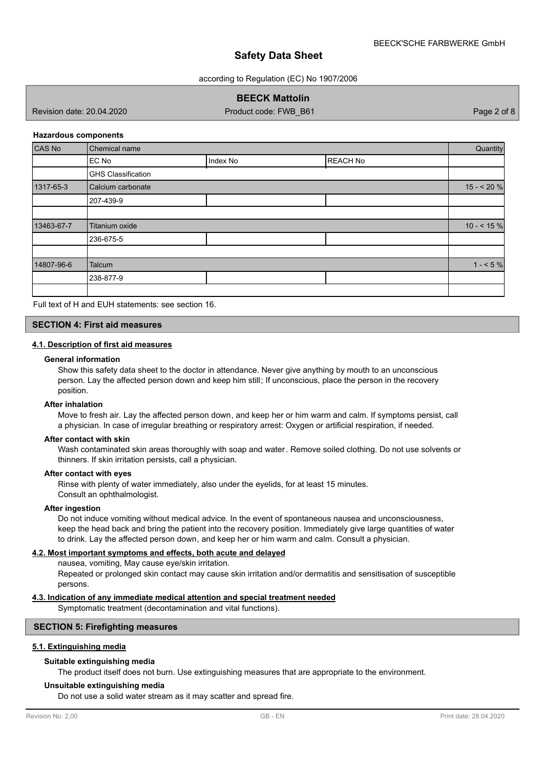### Hazardous components

| CAS No | Chemical name | | | Quantity |
|---|---|---|---|---|
| | EC No | Index No | REACH No | |
| | GHS Classification | | | |
| 1317-65-3 | Calcium carbonate | | | 15 - < 20 % |
| | 207-439-9 | | | |
| | | | | |
| 13463-67-7 | Titanium oxide | | | 10 - < 15 % |
| | 236-675-5 | | | |
| | | | | |
| 14807-96-6 | Talcum | | | 1 - < 5 % |
| | 238-877-9 | | | |
| | | | | |

Full text of H and EUH statements: see section 16.

## SECTION 4: First aid measures

### 4.1. Description of first aid measures

**General information**

Show this safety data sheet to the doctor in attendance. Never give anything by mouth to an unconscious person. Lay the affected person down and keep him still; If unconscious, place the person in the recovery position.

**After inhalation**

Move to fresh air. Lay the affected person down, and keep her or him warm and calm. If symptoms persist, call a physician. In case of irregular breathing or respiratory arrest: Oxygen or artificial respiration, if needed.

**After contact with skin**

Wash contaminated skin areas thoroughly with soap and water. Remove soiled clothing. Do not use solvents or thinners. If skin irritation persists, call a physician.

**After contact with eyes**

Rinse with plenty of water immediately, also under the eyelids, for at least 15 minutes.
Consult an ophthalmologist.

**After ingestion**

Do not induce vomiting without medical advice. In the event of spontaneous nausea and unconsciousness, keep the head back and bring the patient into the recovery position. Immediately give large quantities of water to drink. Lay the affected person down, and keep her or him warm and calm. Consult a physician.

### 4.2. Most important symptoms and effects, both acute and delayed

nausea, vomiting, May cause eye/skin irritation.
Repeated or prolonged skin contact may cause skin irritation and/or dermatitis and sensitisation of susceptible persons.

### 4.3. Indication of any immediate medical attention and special treatment needed

Symptomatic treatment (decontamination and vital functions).

## SECTION 5: Firefighting measures

### 5.1. Extinguishing media

**Suitable extinguishing media**

The product itself does not burn. Use extinguishing measures that are appropriate to the environment.

**Unsuitable extinguishing media**

Do not use a solid water stream as it may scatter and spread fire.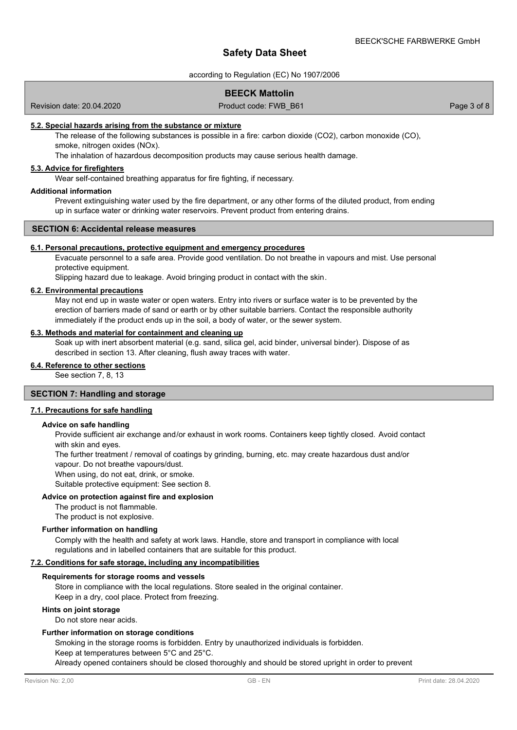### 5.2. Special hazards arising from the substance or mixture

The release of the following substances is possible in a fire: carbon dioxide ($CO_2$), carbon monoxide (CO), smoke, nitrogen oxides ($NO_x$).

The inhalation of hazardous decomposition products may cause serious health damage.

### 5.3. Advice for firefighters

Wear self-contained breathing apparatus for fire fighting, if necessary.

**Additional information**

Prevent extinguishing water used by the fire department, or any other forms of the diluted product, from ending up in surface water or drinking water reservoirs. Prevent product from entering drains.

## SECTION 6: Accidental release measures

### 6.1. Personal precautions, protective equipment and emergency procedures

Evacuate personnel to a safe area. Provide good ventilation. Do not breathe in vapours and mist. Use personal protective equipment.

Slipping hazard due to leakage. Avoid bringing product in contact with the skin.

### 6.2. Environmental precautions

May not end up in waste water or open waters. Entry into rivers or surface water is to be prevented by the erection of barriers made of sand or earth or by other suitable barriers. Contact the responsible authority immediately if the product ends up in the soil, a body of water, or the sewer system.

### 6.3. Methods and material for containment and cleaning up

Soak up with inert absorbent material (e.g. sand, silica gel, acid binder, universal binder). Dispose of as described in section 13. After cleaning, flush away traces with water.

### 6.4. Reference to other sections

See section 7, 8, 13

## SECTION 7: Handling and storage

### 7.1. Precautions for safe handling

**Advice on safe handling**

Provide sufficient air exchange and/or exhaust in work rooms. Containers keep tightly closed. Avoid contact with skin and eyes.

The further treatment / removal of coatings by grinding, burning, etc. may create hazardous dust and/or vapour. Do not breathe vapours/dust.

When using, do not eat, drink, or smoke.

Suitable protective equipment: See section 8.

**Advice on protection against fire and explosion**

The product is not flammable.

The product is not explosive.

**Further information on handling**

Comply with the health and safety at work laws. Handle, store and transport in compliance with local regulations and in labelled containers that are suitable for this product.

### 7.2. Conditions for safe storage, including any incompatibilities

**Requirements for storage rooms and vessels**

Store in compliance with the local regulations. Store sealed in the original container.

Keep in a dry, cool place. Protect from freezing.

**Hints on joint storage**

Do not store near acids.

**Further information on storage conditions**

Smoking in the storage rooms is forbidden. Entry by unauthorized individuals is forbidden.

Keep at temperatures between 5°C and 25°C.

Already opened containers should be closed thoroughly and should be stored upright in order to prevent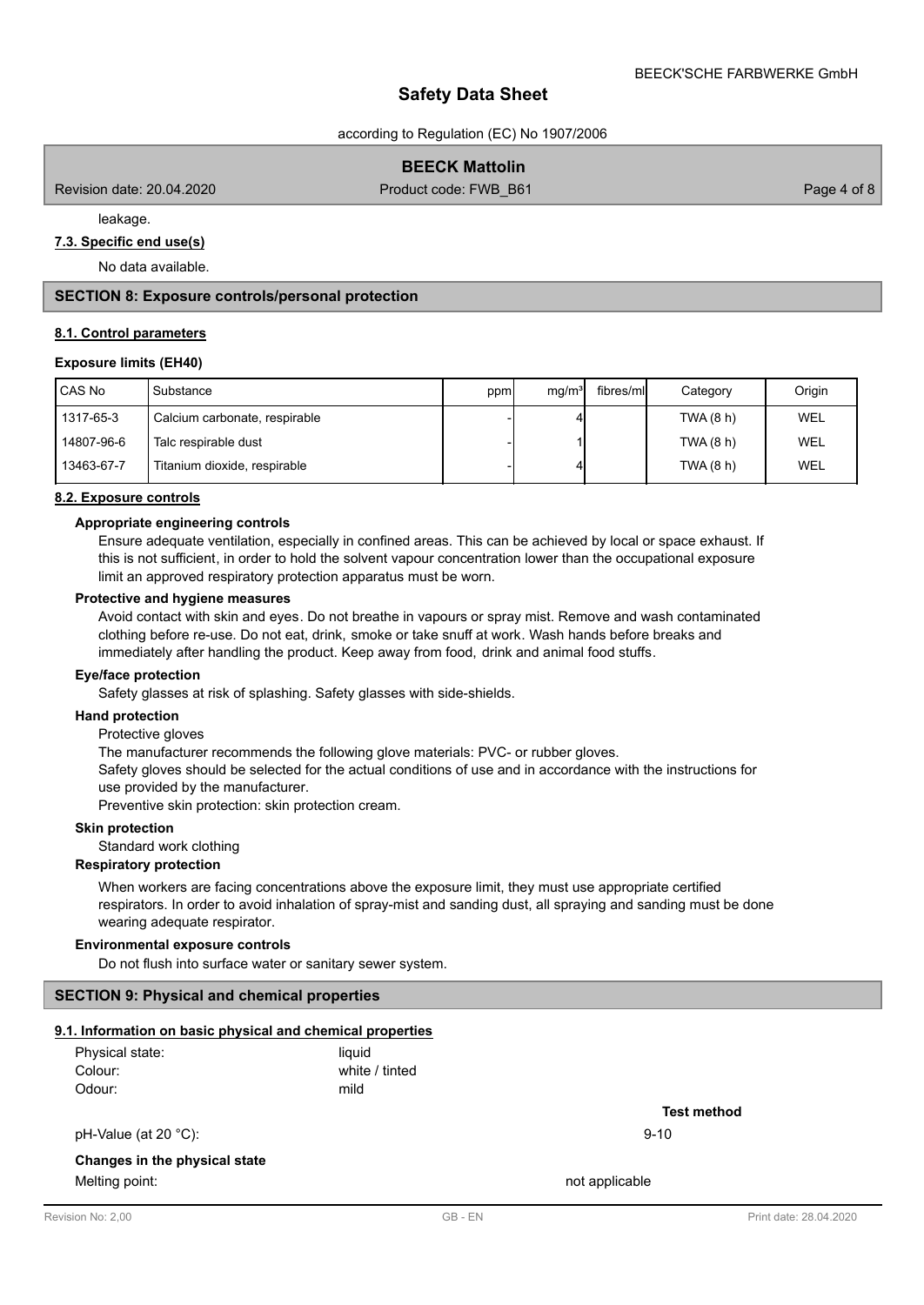leakage.

**7.3. Specific end use(s)**

No data available.

## SECTION 8: Exposure controls/personal protection

**8.1. Control parameters**

**Exposure limits (EH40)**

| CAS No | Substance | ppm | mg/m³ | fibres/ml | Category | Origin |
|---|---|---|---|---|---|---|
| 1317-65-3 | Calcium carbonate, respirable | - | 4 | | TWA (8 h) | WEL |
| 14807-96-6 | Talc respirable dust | - | 1 | | TWA (8 h) | WEL |
| 13463-67-7 | Titanium dioxide, respirable | - | 4 | | TWA (8 h) | WEL |

**8.2. Exposure controls**

**Appropriate engineering controls**

Ensure adequate ventilation, especially in confined areas. This can be achieved by local or space exhaust. If this is not sufficient, in order to hold the solvent vapour concentration lower than the occupational exposure limit an approved respiratory protection apparatus must be worn.

**Protective and hygiene measures**

Avoid contact with skin and eyes. Do not breathe in vapours or spray mist. Remove and wash contaminated clothing before re-use. Do not eat, drink, smoke or take snuff at work. Wash hands before breaks and immediately after handling the product. Keep away from food, drink and animal food stuffs.

**Eye/face protection**

Safety glasses at risk of splashing. Safety glasses with side-shields.

**Hand protection**

Protective gloves

The manufacturer recommends the following glove materials: PVC- or rubber gloves.

Safety gloves should be selected for the actual conditions of use and in accordance with the instructions for use provided by the manufacturer.

Preventive skin protection: skin protection cream.

**Skin protection**

Standard work clothing

**Respiratory protection**

When workers are facing concentrations above the exposure limit, they must use appropriate certified respirators. In order to avoid inhalation of spray-mist and sanding dust, all spraying and sanding must be done wearing adequate respirator.

**Environmental exposure controls**

Do not flush into surface water or sanitary sewer system.

## SECTION 9: Physical and chemical properties

**9.1. Information on basic physical and chemical properties**

Physical state: liquid
Colour: white / tinted
Odour: mild

| | | Test method |
|---|---|---|
| pH-Value (at 20 °C): | 9-10 | |

**Changes in the physical state**

| | | |
|---|---|---|
| Melting point: | not applicable | |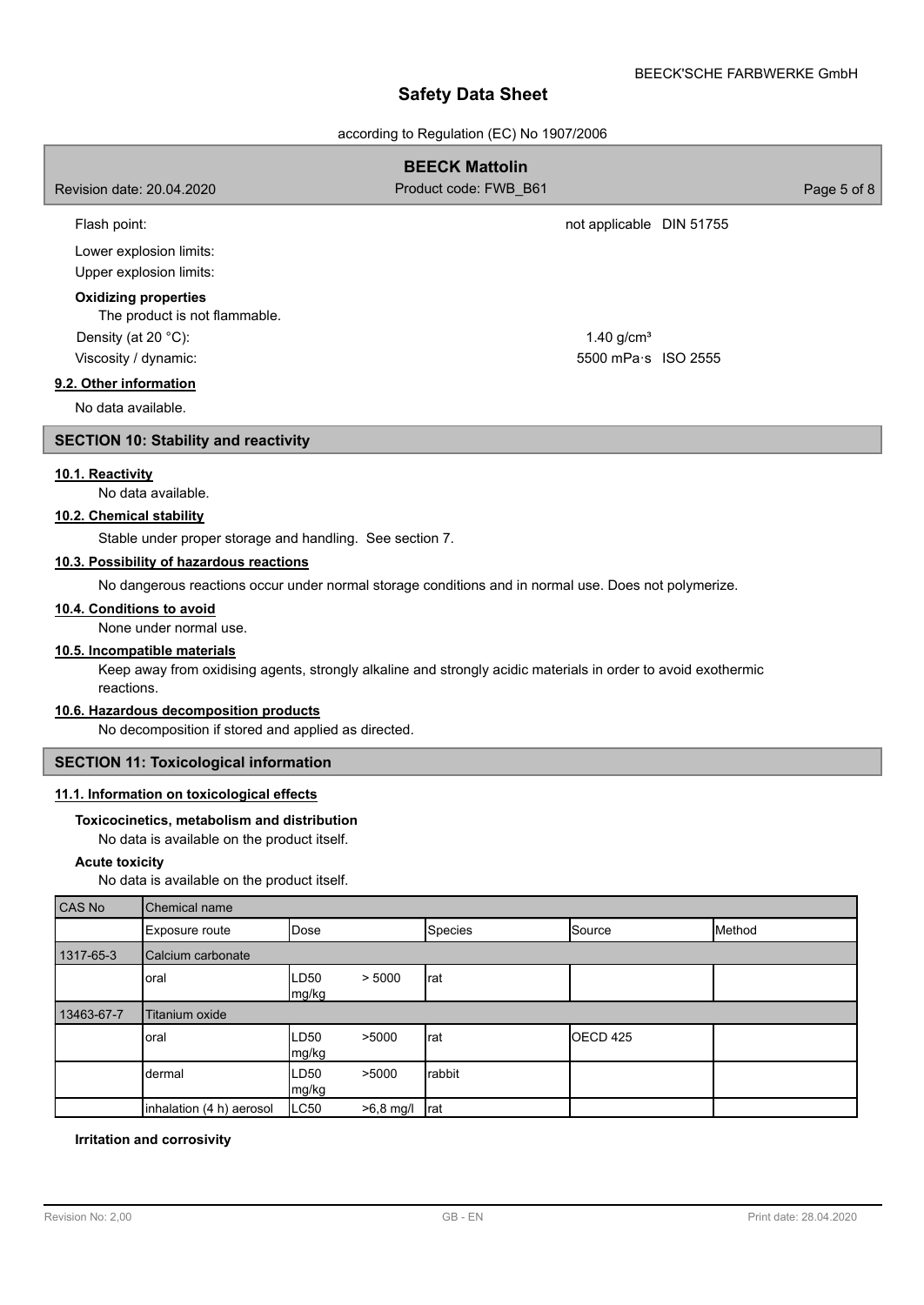| | | |
|---|---|---|
| Flash point: | not applicable | DIN 51755 |
| Lower explosion limits: | | |
| Upper explosion limits: | | |

**Oxidizing properties**

The product is not flammable.

| | | |
|---|---|---|
| Density (at 20 °C): | 1.40 g/cm³ | |
| Viscosity / dynamic: | 5500 mPa·s | ISO 2555 |

**9.2. Other information**

No data available.

## SECTION 10: Stability and reactivity

**10.1. Reactivity**

No data available.

**10.2. Chemical stability**

Stable under proper storage and handling. See section 7.

**10.3. Possibility of hazardous reactions**

No dangerous reactions occur under normal storage conditions and in normal use. Does not polymerize.

**10.4. Conditions to avoid**

None under normal use.

**10.5. Incompatible materials**

Keep away from oxidising agents, strongly alkaline and strongly acidic materials in order to avoid exothermic reactions.

**10.6. Hazardous decomposition products**

No decomposition if stored and applied as directed.

## SECTION 11: Toxicological information

**11.1. Information on toxicological effects**

**Toxicocinetics, metabolism and distribution**

No data is available on the product itself.

**Acute toxicity**

No data is available on the product itself.

| CAS No | Chemical name | | | | |
|---|---|---|---|---|---|
| | Exposure route | Dose | Species | Source | Method |
| 1317-65-3 | Calcium carbonate | | | | |
| | oral | LD50 > 5000 mg/kg | rat | | |
| 13463-67-7 | Titanium oxide | | | | |
| | oral | LD50 >5000 mg/kg | rat | OECD 425 | |
| | dermal | LD50 >5000 mg/kg | rabbit | | |
| | inhalation (4 h) aerosol | LC50 >6,8 mg/l | rat | | |

**Irritation and corrosivity**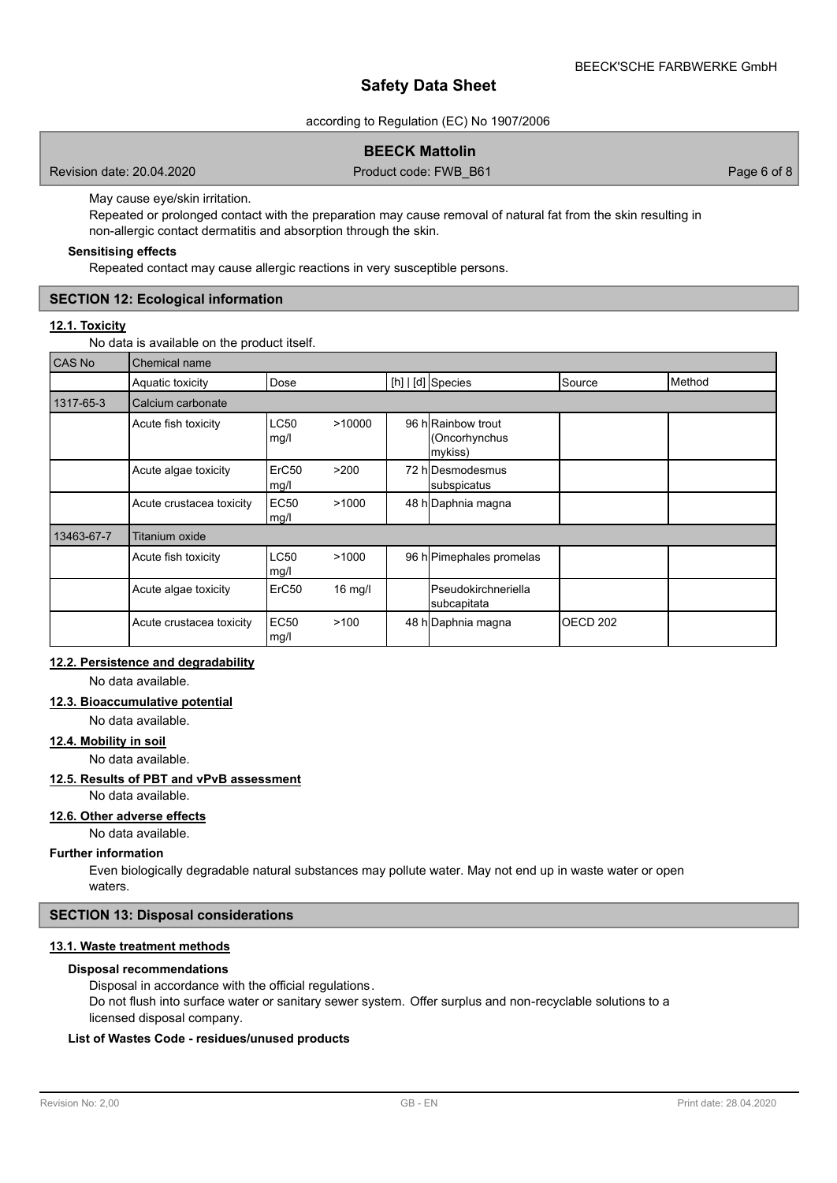May cause eye/skin irritation.

Repeated or prolonged contact with the preparation may cause removal of natural fat from the skin resulting in non-allergic contact dermatitis and absorption through the skin.

**Sensitising effects**

Repeated contact may cause allergic reactions in very susceptible persons.

## SECTION 12: Ecological information

### 12.1. Toxicity

No data is available on the product itself.

| CAS No | Chemical name | | | | | | |
|---|---|---|---|---|---|---|---|
| | Aquatic toxicity | Dose | | [h] \| [d] | Species | Source | Method |
| 1317-65-3 | Calcium carbonate | | | | | | |
| | Acute fish toxicity | LC50 mg/l | >10000 | 96 h | Rainbow trout (Oncorhynchus mykiss) | | |
| | Acute algae toxicity | ErC50 mg/l | >200 | 72 h | Desmodesmus subspicatus | | |
| | Acute crustacea toxicity | EC50 mg/l | >1000 | 48 h | Daphnia magna | | |
| 13463-67-7 | Titanium oxide | | | | | | |
| | Acute fish toxicity | LC50 mg/l | >1000 | 96 h | Pimephales promelas | | |
| | Acute algae toxicity | ErC50 | 16 mg/l | | Pseudokirchneriella subcapitata | | |
| | Acute crustacea toxicity | EC50 mg/l | >100 | 48 h | Daphnia magna | OECD 202 | |

### 12.2. Persistence and degradability

No data available.

### 12.3. Bioaccumulative potential

No data available.

### 12.4. Mobility in soil

No data available.

### 12.5. Results of PBT and vPvB assessment

No data available.

### 12.6. Other adverse effects

No data available.

**Further information**

Even biologically degradable natural substances may pollute water. May not end up in waste water or open waters.

## SECTION 13: Disposal considerations

### 13.1. Waste treatment methods

**Disposal recommendations**

Disposal in accordance with the official regulations.

Do not flush into surface water or sanitary sewer system. Offer surplus and non-recyclable solutions to a licensed disposal company.

**List of Wastes Code - residues/unused products**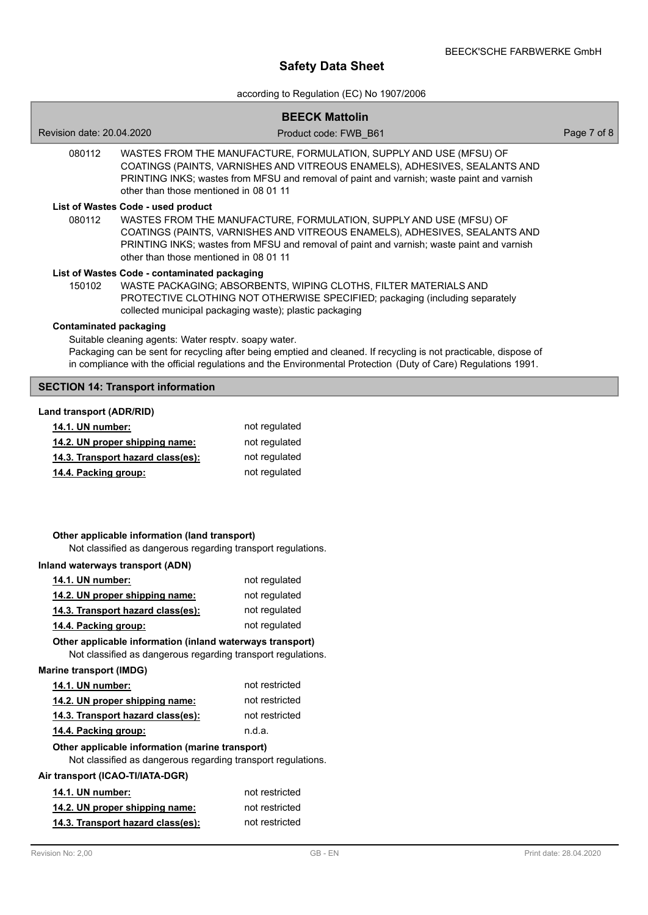| | |
|---|---|
| 080112 | WASTES FROM THE MANUFACTURE, FORMULATION, SUPPLY AND USE (MFSU) OF COATINGS (PAINTS, VARNISHES AND VITREOUS ENAMELS), ADHESIVES, SEALANTS AND PRINTING INKS; wastes from MFSU and removal of paint and varnish; waste paint and varnish other than those mentioned in 08 01 11 |

**List of Wastes Code - used product**

| | |
|---|---|
| 080112 | WASTES FROM THE MANUFACTURE, FORMULATION, SUPPLY AND USE (MFSU) OF COATINGS (PAINTS, VARNISHES AND VITREOUS ENAMELS), ADHESIVES, SEALANTS AND PRINTING INKS; wastes from MFSU and removal of paint and varnish; waste paint and varnish other than those mentioned in 08 01 11 |

**List of Wastes Code - contaminated packaging**

| | |
|---|---|
| 150102 | WASTE PACKAGING; ABSORBENTS, WIPING CLOTHS, FILTER MATERIALS AND PROTECTIVE CLOTHING NOT OTHERWISE SPECIFIED; packaging (including separately collected municipal packaging waste); plastic packaging |

**Contaminated packaging**

Suitable cleaning agents: Water resptv. soapy water.

Packaging can be sent for recycling after being emptied and cleaned. If recycling is not practicable, dispose of in compliance with the official regulations and the Environmental Protection (Duty of Care) Regulations 1991.

## SECTION 14: Transport information

**Land transport (ADR/RID)**

| | |
|---|---|
| 14.1. UN number: | not regulated |
| 14.2. UN proper shipping name: | not regulated |
| 14.3. Transport hazard class(es): | not regulated |
| 14.4. Packing group: | not regulated |

**Other applicable information (land transport)**

Not classified as dangerous regarding transport regulations.

**Inland waterways transport (ADN)**

| | |
|---|---|
| 14.1. UN number: | not regulated |
| 14.2. UN proper shipping name: | not regulated |
| 14.3. Transport hazard class(es): | not regulated |
| 14.4. Packing group: | not regulated |

**Other applicable information (inland waterways transport)**

Not classified as dangerous regarding transport regulations.

**Marine transport (IMDG)**

| | |
|---|---|
| 14.1. UN number: | not restricted |
| 14.2. UN proper shipping name: | not restricted |
| 14.3. Transport hazard class(es): | not restricted |
| 14.4. Packing group: | n.d.a. |

**Other applicable information (marine transport)**

Not classified as dangerous regarding transport regulations.

**Air transport (ICAO-TI/IATA-DGR)**

| | |
|---|---|
| 14.1. UN number: | not restricted |
| 14.2. UN proper shipping name: | not restricted |
| 14.3. Transport hazard class(es): | not restricted |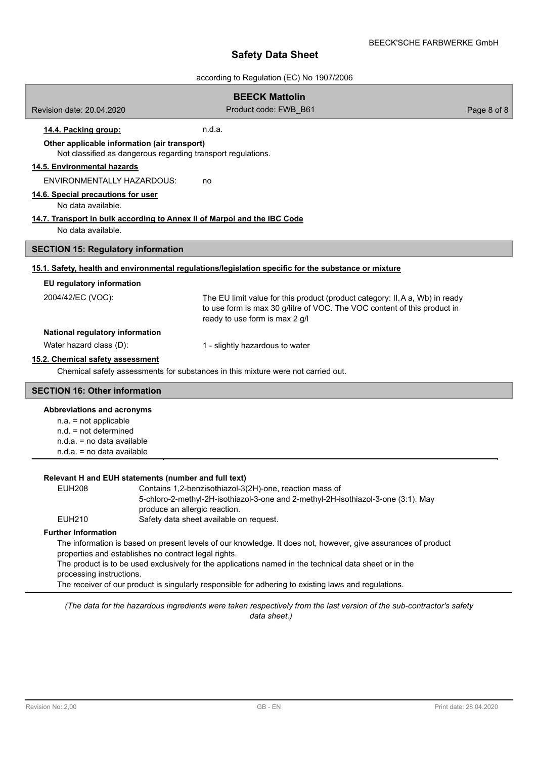**14.4. Packing group:** n.d.a.

**Other applicable information (air transport)**

Not classified as dangerous regarding transport regulations.

**14.5. Environmental hazards**

ENVIRONMENTALLY HAZARDOUS: no

**14.6. Special precautions for user**

No data available.

**14.7. Transport in bulk according to Annex II of Marpol and the IBC Code**

No data available.

## SECTION 15: Regulatory information

**15.1. Safety, health and environmental regulations/legislation specific for the substance or mixture**

**EU regulatory information**

2004/42/EC (VOC): The EU limit value for this product (product category: II.A a, Wb) in ready to use form is max 30 g/litre of VOC. The VOC content of this product in ready to use form is max 2 g/l

**National regulatory information**

Water hazard class (D): 1 - slightly hazardous to water

**15.2. Chemical safety assessment**

Chemical safety assessments for substances in this mixture were not carried out.

## SECTION 16: Other information

**Abbreviations and acronyms**

n.a. = not applicable
n.d. = not determined
n.d.a. = no data available
n.d.a. = no data available

**Relevant H and EUH statements (number and full text)**

| | |
|---|---|
| EUH208 | Contains 1,2-benzisothiazol-3(2H)-one, reaction mass of 5-chloro-2-methyl-2H-isothiazol-3-one and 2-methyl-2H-isothiazol-3-one (3:1). May produce an allergic reaction. |
| EUH210 | Safety data sheet available on request. |

**Further Information**

The information is based on present levels of our knowledge. It does not, however, give assurances of product properties and establishes no contract legal rights.
The product is to be used exclusively for the applications named in the technical data sheet or in the processing instructions.
The receiver of our product is singularly responsible for adhering to existing laws and regulations.

*(The data for the hazardous ingredients were taken respectively from the last version of the sub-contractor's safety data sheet.)*